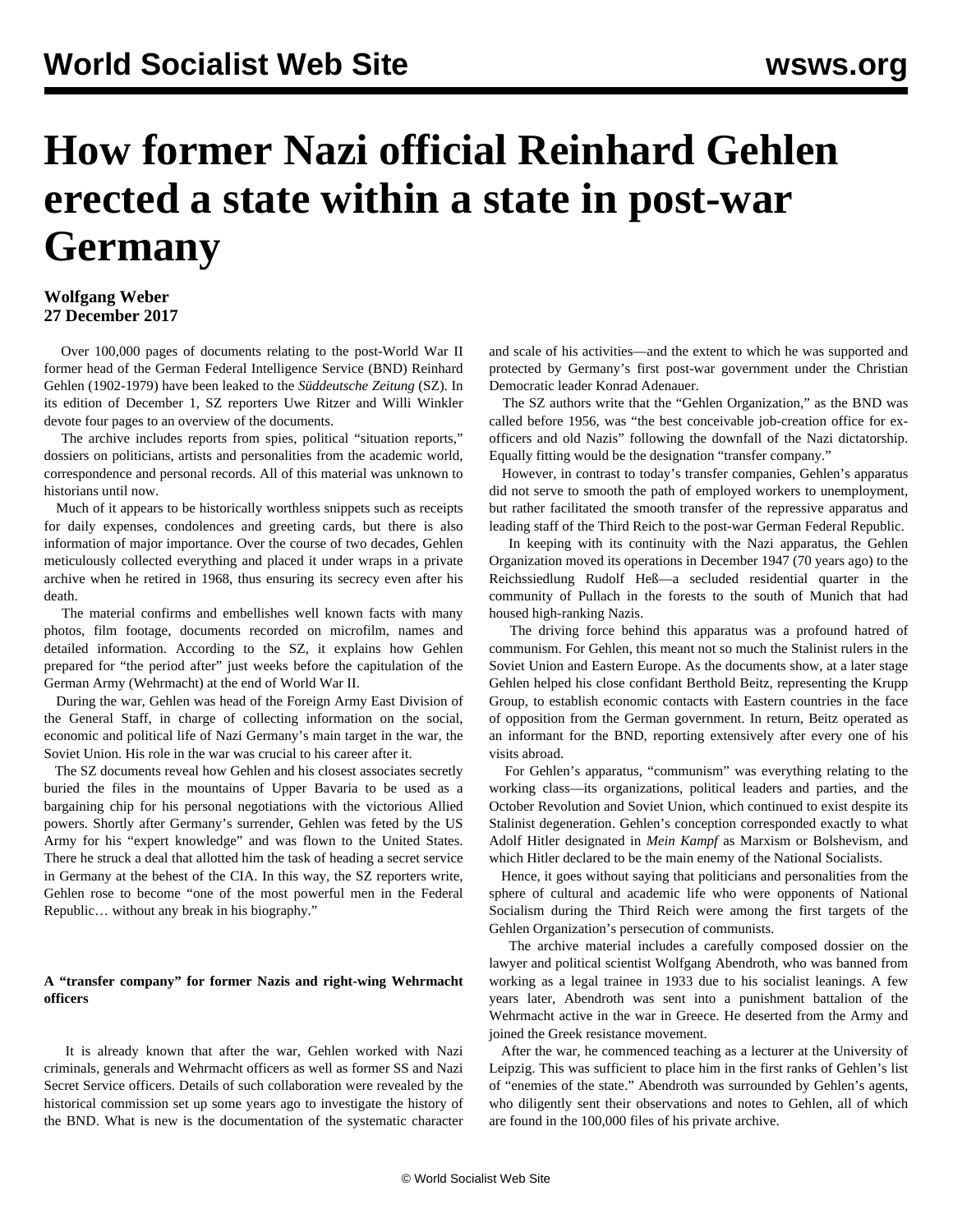# How former Nazi official Reinhard Gehlen erected a state within a state in post-war Germany

**Wolfgang Weber**
**27 December 2017**

Over 100,000 pages of documents relating to the post-World War II former head of the German Federal Intelligence Service (BND) Reinhard Gehlen (1902-1979) have been leaked to the *Süddeutsche Zeitung* (SZ). In its edition of December 1, SZ reporters Uwe Ritzer and Willi Winkler devote four pages to an overview of the documents.

The archive includes reports from spies, political "situation reports," dossiers on politicians, artists and personalities from the academic world, correspondence and personal records. All of this material was unknown to historians until now.

Much of it appears to be historically worthless snippets such as receipts for daily expenses, condolences and greeting cards, but there is also information of major importance. Over the course of two decades, Gehlen meticulously collected everything and placed it under wraps in a private archive when he retired in 1968, thus ensuring its secrecy even after his death.

The material confirms and embellishes well known facts with many photos, film footage, documents recorded on microfilm, names and detailed information. According to the SZ, it explains how Gehlen prepared for "the period after" just weeks before the capitulation of the German Army (Wehrmacht) at the end of World War II.

During the war, Gehlen was head of the Foreign Army East Division of the General Staff, in charge of collecting information on the social, economic and political life of Nazi Germany's main target in the war, the Soviet Union. His role in the war was crucial to his career after it.

The SZ documents reveal how Gehlen and his closest associates secretly buried the files in the mountains of Upper Bavaria to be used as a bargaining chip for his personal negotiations with the victorious Allied powers. Shortly after Germany's surrender, Gehlen was feted by the US Army for his "expert knowledge" and was flown to the United States. There he struck a deal that allotted him the task of heading a secret service in Germany at the behest of the CIA. In this way, the SZ reporters write, Gehlen rose to become "one of the most powerful men in the Federal Republic… without any break in his biography."

### A "transfer company" for former Nazis and right-wing Wehrmacht officers

It is already known that after the war, Gehlen worked with Nazi criminals, generals and Wehrmacht officers as well as former SS and Nazi Secret Service officers. Details of such collaboration were revealed by the historical commission set up some years ago to investigate the history of the BND. What is new is the documentation of the systematic character and scale of his activities—and the extent to which he was supported and protected by Germany's first post-war government under the Christian Democratic leader Konrad Adenauer.

The SZ authors write that the "Gehlen Organization," as the BND was called before 1956, was "the best conceivable job-creation office for ex-officers and old Nazis" following the downfall of the Nazi dictatorship. Equally fitting would be the designation "transfer company."

However, in contrast to today's transfer companies, Gehlen's apparatus did not serve to smooth the path of employed workers to unemployment, but rather facilitated the smooth transfer of the repressive apparatus and leading staff of the Third Reich to the post-war German Federal Republic.

In keeping with its continuity with the Nazi apparatus, the Gehlen Organization moved its operations in December 1947 (70 years ago) to the Reichssiedlung Rudolf Heß—a secluded residential quarter in the community of Pullach in the forests to the south of Munich that had housed high-ranking Nazis.

The driving force behind this apparatus was a profound hatred of communism. For Gehlen, this meant not so much the Stalinist rulers in the Soviet Union and Eastern Europe. As the documents show, at a later stage Gehlen helped his close confidant Berthold Beitz, representing the Krupp Group, to establish economic contacts with Eastern countries in the face of opposition from the German government. In return, Beitz operated as an informant for the BND, reporting extensively after every one of his visits abroad.

For Gehlen's apparatus, "communism" was everything relating to the working class—its organizations, political leaders and parties, and the October Revolution and Soviet Union, which continued to exist despite its Stalinist degeneration. Gehlen's conception corresponded exactly to what Adolf Hitler designated in *Mein Kampf* as Marxism or Bolshevism, and which Hitler declared to be the main enemy of the National Socialists.

Hence, it goes without saying that politicians and personalities from the sphere of cultural and academic life who were opponents of National Socialism during the Third Reich were among the first targets of the Gehlen Organization's persecution of communists.

The archive material includes a carefully composed dossier on the lawyer and political scientist Wolfgang Abendroth, who was banned from working as a legal trainee in 1933 due to his socialist leanings. A few years later, Abendroth was sent into a punishment battalion of the Wehrmacht active in the war in Greece. He deserted from the Army and joined the Greek resistance movement.

After the war, he commenced teaching as a lecturer at the University of Leipzig. This was sufficient to place him in the first ranks of Gehlen's list of "enemies of the state." Abendroth was surrounded by Gehlen's agents, who diligently sent their observations and notes to Gehlen, all of which are found in the 100,000 files of his private archive.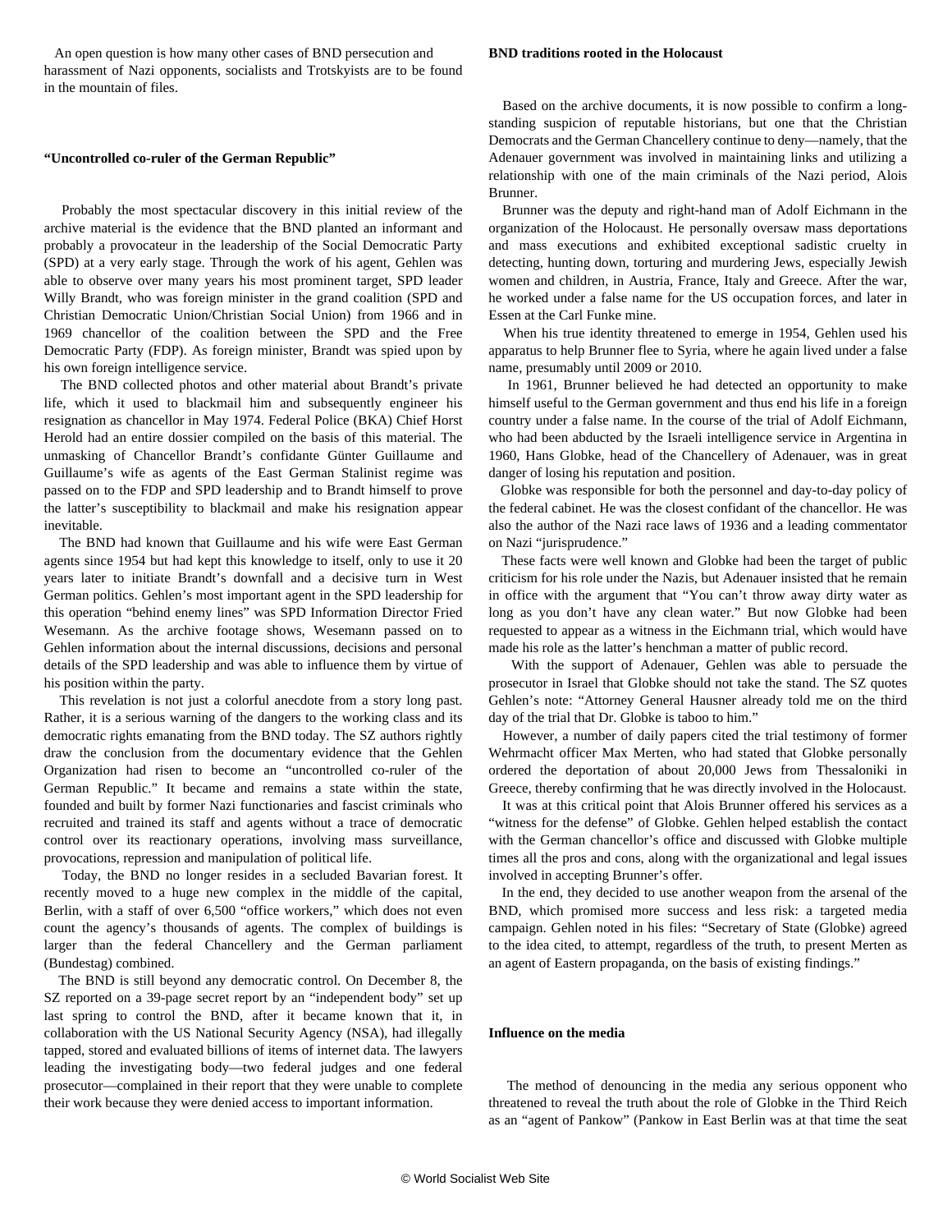An open question is how many other cases of BND persecution and harassment of Nazi opponents, socialists and Trotskyists are to be found in the mountain of files.

### "Uncontrolled co-ruler of the German Republic"

Probably the most spectacular discovery in this initial review of the archive material is the evidence that the BND planted an informant and probably a provocateur in the leadership of the Social Democratic Party (SPD) at a very early stage. Through the work of his agent, Gehlen was able to observe over many years his most prominent target, SPD leader Willy Brandt, who was foreign minister in the grand coalition (SPD and Christian Democratic Union/Christian Social Union) from 1966 and in 1969 chancellor of the coalition between the SPD and the Free Democratic Party (FDP). As foreign minister, Brandt was spied upon by his own foreign intelligence service.

The BND collected photos and other material about Brandt's private life, which it used to blackmail him and subsequently engineer his resignation as chancellor in May 1974. Federal Police (BKA) Chief Horst Herold had an entire dossier compiled on the basis of this material. The unmasking of Chancellor Brandt's confidante Günter Guillaume and Guillaume's wife as agents of the East German Stalinist regime was passed on to the FDP and SPD leadership and to Brandt himself to prove the latter's susceptibility to blackmail and make his resignation appear inevitable.

The BND had known that Guillaume and his wife were East German agents since 1954 but had kept this knowledge to itself, only to use it 20 years later to initiate Brandt's downfall and a decisive turn in West German politics. Gehlen's most important agent in the SPD leadership for this operation "behind enemy lines" was SPD Information Director Fried Wesemann. As the archive footage shows, Wesemann passed on to Gehlen information about the internal discussions, decisions and personal details of the SPD leadership and was able to influence them by virtue of his position within the party.

This revelation is not just a colorful anecdote from a story long past. Rather, it is a serious warning of the dangers to the working class and its democratic rights emanating from the BND today. The SZ authors rightly draw the conclusion from the documentary evidence that the Gehlen Organization had risen to become an "uncontrolled co-ruler of the German Republic." It became and remains a state within the state, founded and built by former Nazi functionaries and fascist criminals who recruited and trained its staff and agents without a trace of democratic control over its reactionary operations, involving mass surveillance, provocations, repression and manipulation of political life.

Today, the BND no longer resides in a secluded Bavarian forest. It recently moved to a huge new complex in the middle of the capital, Berlin, with a staff of over 6,500 "office workers," which does not even count the agency's thousands of agents. The complex of buildings is larger than the federal Chancellery and the German parliament (Bundestag) combined.

The BND is still beyond any democratic control. On December 8, the SZ reported on a 39-page secret report by an "independent body" set up last spring to control the BND, after it became known that it, in collaboration with the US National Security Agency (NSA), had illegally tapped, stored and evaluated billions of items of internet data. The lawyers leading the investigating body—two federal judges and one federal prosecutor—complained in their report that they were unable to complete their work because they were denied access to important information.

### BND traditions rooted in the Holocaust

Based on the archive documents, it is now possible to confirm a long-standing suspicion of reputable historians, but one that the Christian Democrats and the German Chancellery continue to deny—namely, that the Adenauer government was involved in maintaining links and utilizing a relationship with one of the main criminals of the Nazi period, Alois Brunner.

Brunner was the deputy and right-hand man of Adolf Eichmann in the organization of the Holocaust. He personally oversaw mass deportations and mass executions and exhibited exceptional sadistic cruelty in detecting, hunting down, torturing and murdering Jews, especially Jewish women and children, in Austria, France, Italy and Greece. After the war, he worked under a false name for the US occupation forces, and later in Essen at the Carl Funke mine.

When his true identity threatened to emerge in 1954, Gehlen used his apparatus to help Brunner flee to Syria, where he again lived under a false name, presumably until 2009 or 2010.

In 1961, Brunner believed he had detected an opportunity to make himself useful to the German government and thus end his life in a foreign country under a false name. In the course of the trial of Adolf Eichmann, who had been abducted by the Israeli intelligence service in Argentina in 1960, Hans Globke, head of the Chancellery of Adenauer, was in great danger of losing his reputation and position.

Globke was responsible for both the personnel and day-to-day policy of the federal cabinet. He was the closest confidant of the chancellor. He was also the author of the Nazi race laws of 1936 and a leading commentator on Nazi "jurisprudence."

These facts were well known and Globke had been the target of public criticism for his role under the Nazis, but Adenauer insisted that he remain in office with the argument that "You can't throw away dirty water as long as you don't have any clean water." But now Globke had been requested to appear as a witness in the Eichmann trial, which would have made his role as the latter's henchman a matter of public record.

With the support of Adenauer, Gehlen was able to persuade the prosecutor in Israel that Globke should not take the stand. The SZ quotes Gehlen's note: "Attorney General Hausner already told me on the third day of the trial that Dr. Globke is taboo to him."

However, a number of daily papers cited the trial testimony of former Wehrmacht officer Max Merten, who had stated that Globke personally ordered the deportation of about 20,000 Jews from Thessaloniki in Greece, thereby confirming that he was directly involved in the Holocaust.

It was at this critical point that Alois Brunner offered his services as a "witness for the defense" of Globke. Gehlen helped establish the contact with the German chancellor's office and discussed with Globke multiple times all the pros and cons, along with the organizational and legal issues involved in accepting Brunner's offer.

In the end, they decided to use another weapon from the arsenal of the BND, which promised more success and less risk: a targeted media campaign. Gehlen noted in his files: "Secretary of State (Globke) agreed to the idea cited, to attempt, regardless of the truth, to present Merten as an agent of Eastern propaganda, on the basis of existing findings."

### Influence on the media

The method of denouncing in the media any serious opponent who threatened to reveal the truth about the role of Globke in the Third Reich as an "agent of Pankow" (Pankow in East Berlin was at that time the seat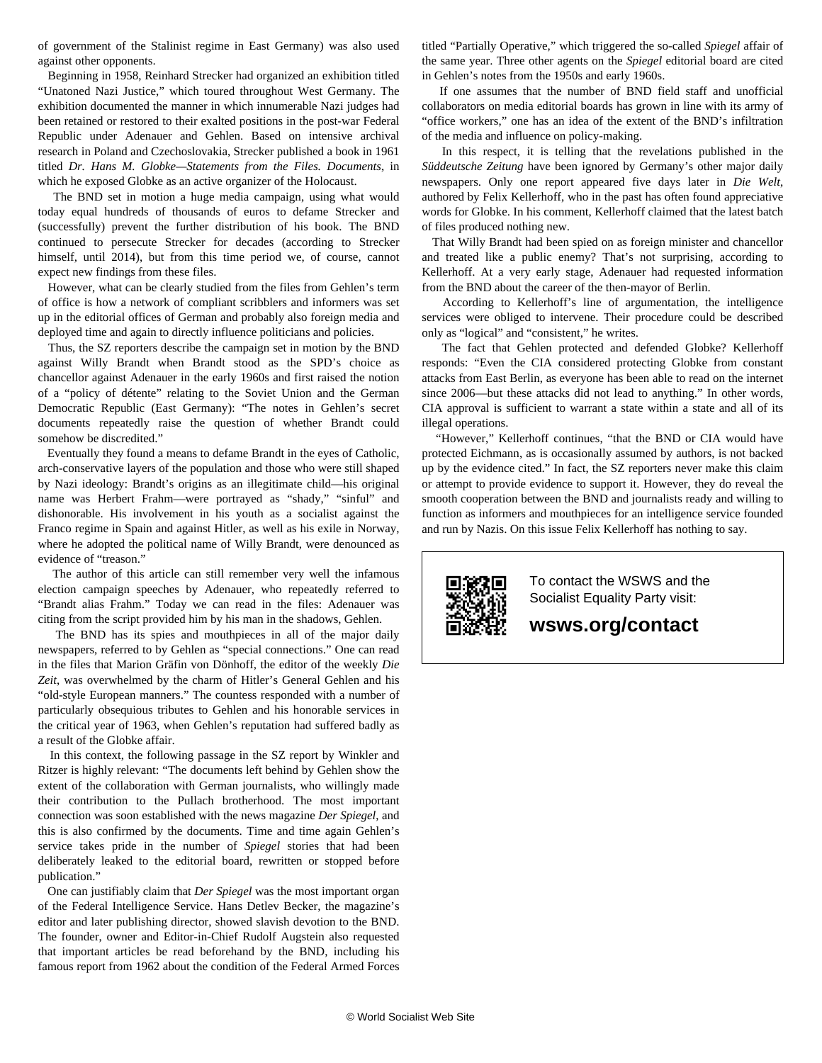of government of the Stalinist regime in East Germany) was also used against other opponents.

Beginning in 1958, Reinhard Strecker had organized an exhibition titled “Unatoned Nazi Justice,” which toured throughout West Germany. The exhibition documented the manner in which innumerable Nazi judges had been retained or restored to their exalted positions in the post-war Federal Republic under Adenauer and Gehlen. Based on intensive archival research in Poland and Czechoslovakia, Strecker published a book in 1961 titled *Dr. Hans M. Globke—Statements from the Files. Documents*, in which he exposed Globke as an active organizer of the Holocaust.

The BND set in motion a huge media campaign, using what would today equal hundreds of thousands of euros to defame Strecker and (successfully) prevent the further distribution of his book. The BND continued to persecute Strecker for decades (according to Strecker himself, until 2014), but from this time period we, of course, cannot expect new findings from these files.

However, what can be clearly studied from the files from Gehlen’s term of office is how a network of compliant scribblers and informers was set up in the editorial offices of German and probably also foreign media and deployed time and again to directly influence politicians and policies.

Thus, the SZ reporters describe the campaign set in motion by the BND against Willy Brandt when Brandt stood as the SPD’s choice as chancellor against Adenauer in the early 1960s and first raised the notion of a “policy of détente” relating to the Soviet Union and the German Democratic Republic (East Germany): “The notes in Gehlen’s secret documents repeatedly raise the question of whether Brandt could somehow be discredited.”

Eventually they found a means to defame Brandt in the eyes of Catholic, arch-conservative layers of the population and those who were still shaped by Nazi ideology: Brandt’s origins as an illegitimate child—his original name was Herbert Frahm—were portrayed as “shady,” “sinful” and dishonorable. His involvement in his youth as a socialist against the Franco regime in Spain and against Hitler, as well as his exile in Norway, where he adopted the political name of Willy Brandt, were denounced as evidence of “treason.”

The author of this article can still remember very well the infamous election campaign speeches by Adenauer, who repeatedly referred to “Brandt alias Frahm.” Today we can read in the files: Adenauer was citing from the script provided him by his man in the shadows, Gehlen.

The BND has its spies and mouthpieces in all of the major daily newspapers, referred to by Gehlen as “special connections.” One can read in the files that Marion Gräfin von Dönhoff, the editor of the weekly *Die Zeit*, was overwhelmed by the charm of Hitler’s General Gehlen and his “old-style European manners.” The countess responded with a number of particularly obsequious tributes to Gehlen and his honorable services in the critical year of 1963, when Gehlen’s reputation had suffered badly as a result of the Globke affair.

In this context, the following passage in the SZ report by Winkler and Ritzer is highly relevant: “The documents left behind by Gehlen show the extent of the collaboration with German journalists, who willingly made their contribution to the Pullach brotherhood. The most important connection was soon established with the news magazine *Der Spiegel*, and this is also confirmed by the documents. Time and time again Gehlen’s service takes pride in the number of *Spiegel* stories that had been deliberately leaked to the editorial board, rewritten or stopped before publication.”

One can justifiably claim that *Der Spiegel* was the most important organ of the Federal Intelligence Service. Hans Detlev Becker, the magazine’s editor and later publishing director, showed slavish devotion to the BND. The founder, owner and Editor-in-Chief Rudolf Augstein also requested that important articles be read beforehand by the BND, including his famous report from 1962 about the condition of the Federal Armed Forces titled “Partially Operative,” which triggered the so-called *Spiegel* affair of the same year. Three other agents on the *Spiegel* editorial board are cited in Gehlen’s notes from the 1950s and early 1960s.

If one assumes that the number of BND field staff and unofficial collaborators on media editorial boards has grown in line with its army of “office workers,” one has an idea of the extent of the BND’s infiltration of the media and influence on policy-making.

In this respect, it is telling that the revelations published in the *Süddeutsche Zeitung* have been ignored by Germany’s other major daily newspapers. Only one report appeared five days later in *Die Welt*, authored by Felix Kellerhoff, who in the past has often found appreciative words for Globke. In his comment, Kellerhoff claimed that the latest batch of files produced nothing new.

That Willy Brandt had been spied on as foreign minister and chancellor and treated like a public enemy? That’s not surprising, according to Kellerhoff. At a very early stage, Adenauer had requested information from the BND about the career of the then-mayor of Berlin.

According to Kellerhoff’s line of argumentation, the intelligence services were obliged to intervene. Their procedure could be described only as “logical” and “consistent,” he writes.

The fact that Gehlen protected and defended Globke? Kellerhoff responds: “Even the CIA considered protecting Globke from constant attacks from East Berlin, as everyone has been able to read on the internet since 2006—but these attacks did not lead to anything.” In other words, CIA approval is sufficient to warrant a state within a state and all of its illegal operations.

“However,” Kellerhoff continues, “that the BND or CIA would have protected Eichmann, as is occasionally assumed by authors, is not backed up by the evidence cited.” In fact, the SZ reporters never make this claim or attempt to provide evidence to support it. However, they do reveal the smooth cooperation between the BND and journalists ready and willing to function as informers and mouthpieces for an intelligence service founded and run by Nazis. On this issue Felix Kellerhoff has nothing to say.

To contact the WSWS and the Socialist Equality Party visit:

**wsws.org/contact**